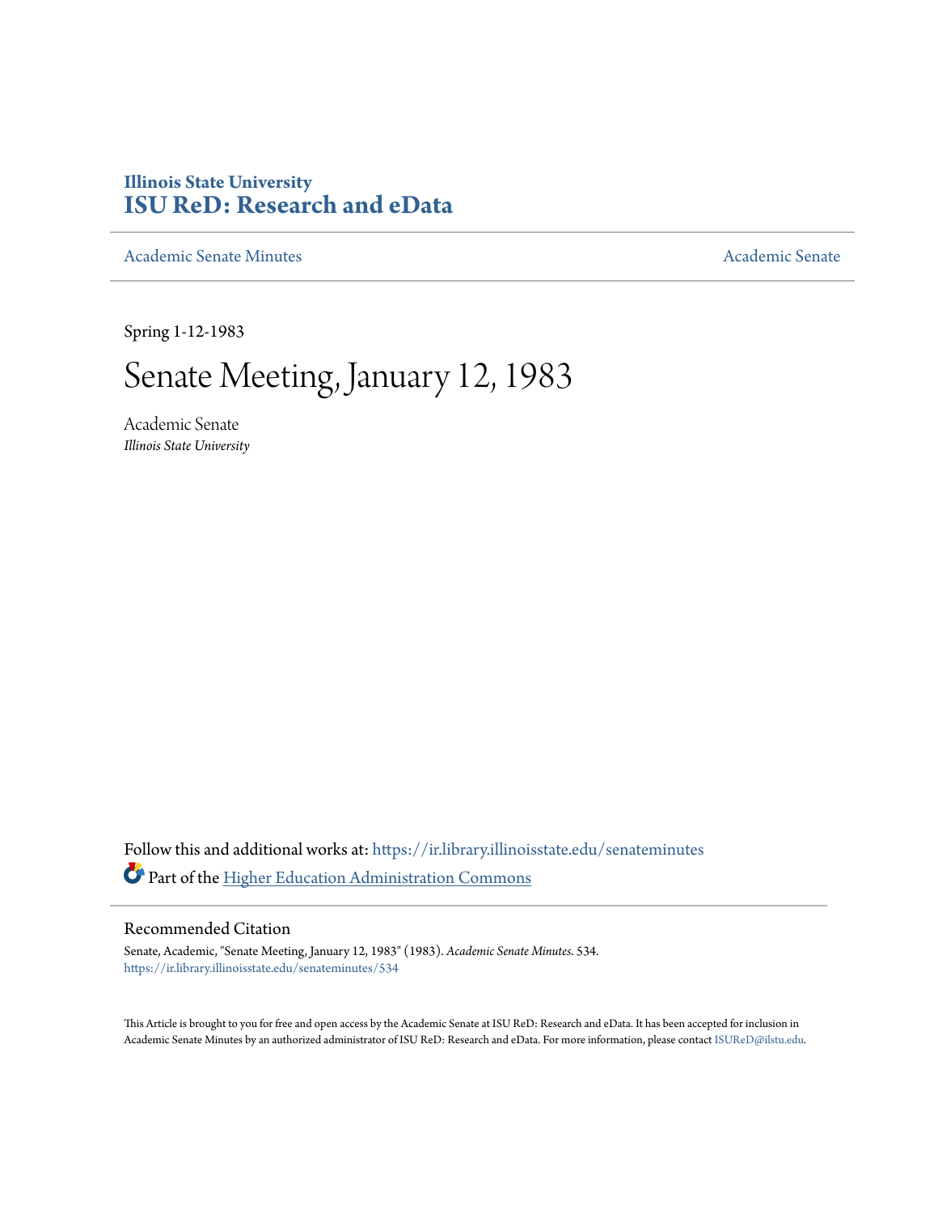Illinois State University
# ISU ReD: Research and eData

Academic Senate Minutes | Academic Senate

Spring 1-12-1983

# Senate Meeting, January 12, 1983

Academic Senate
*Illinois State University*

Follow this and additional works at: https://ir.library.illinoisstate.edu/senateminutes

Part of the Higher Education Administration Commons

## Recommended Citation

Senate, Academic, "Senate Meeting, January 12, 1983" (1983). *Academic Senate Minutes*. 534.
https://ir.library.illinoisstate.edu/senateminutes/534

This Article is brought to you for free and open access by the Academic Senate at ISU ReD: Research and eData. It has been accepted for inclusion in Academic Senate Minutes by an authorized administrator of ISU ReD: Research and eData. For more information, please contact ISUReD@ilstu.edu.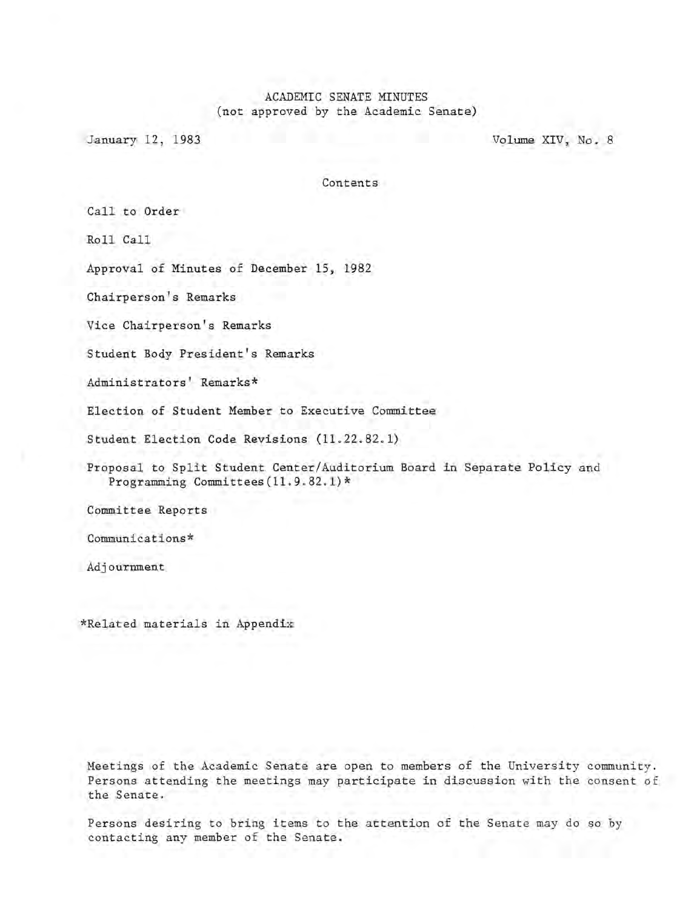# ACADEMIC SENATE MINUTES
(not approved by the Academic Senate)

January 12, 1983 — Volume XIV, No. 8

## Contents

Call to Order

Roll Call

Approval of Minutes of December 15, 1982

Chairperson's Remarks

Vice Chairperson's Remarks

Student Body President's Remarks

Administrators' Remarks*

Election of Student Member to Executive Committee

Student Election Code Revisions (11.22.82.1)

Proposal to Split Student Center/Auditorium Board in Separate Policy and Programming Committees(11.9.82.1)*

Committee Reports

Communications*

Adjournment

*Related materials in Appendix

Meetings of the Academic Senate are open to members of the University community. Persons attending the meetings may participate in discussion with the consent of the Senate.

Persons desiring to bring items to the attention of the Senate may do so by contacting any member of the Senate.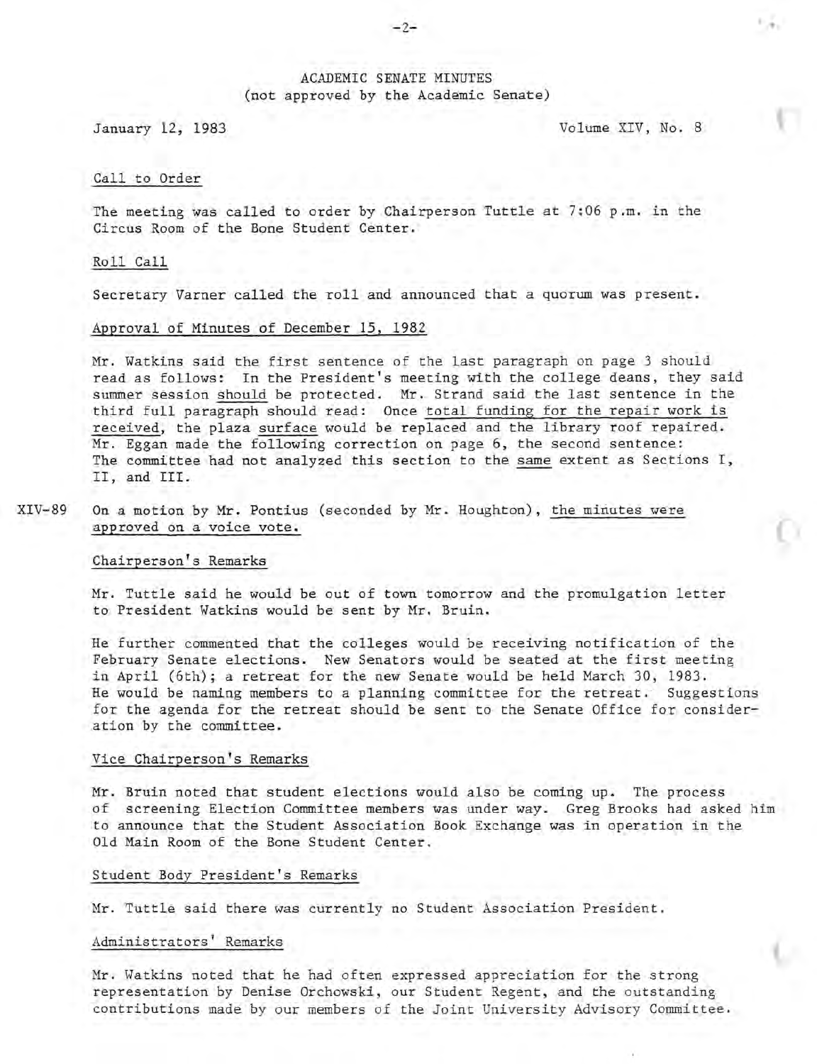ACADEMIC SENATE MINUTES
(not approved by the Academic Senate)

January 12, 1983 Volume XIV, No. 8

Call to Order

The meeting was called to order by Chairperson Tuttle at 7:06 p.m. in the Circus Room of the Bone Student Center.

Roll Call

Secretary Varner called the roll and announced that a quorum was present.

Approval of Minutes of December 15, 1982

Mr. Watkins said the first sentence of the last paragraph on page 3 should read as follows: In the President's meeting with the college deans, they said summer session should be protected. Mr. Strand said the last sentence in the third full paragraph should read: Once total funding for the repair work is received, the plaza surface would be replaced and the library roof repaired. Mr. Eggan made the following correction on page 6, the second sentence: The committee had not analyzed this section to the same extent as Sections I, II, and III.

XIV-89 On a motion by Mr. Pontius (seconded by Mr. Houghton), the minutes were approved on a voice vote.

Chairperson's Remarks

Mr. Tuttle said he would be out of town tomorrow and the promulgation letter to President Watkins would be sent by Mr. Bruin.

He further commented that the colleges would be receiving notification of the February Senate elections. New Senators would be seated at the first meeting in April (6th); a retreat for the new Senate would be held March 30, 1983. He would be naming members to a planning committee for the retreat. Suggestions for the agenda for the retreat should be sent to the Senate Office for consideration by the committee.

Vice Chairperson's Remarks

Mr. Bruin noted that student elections would also be coming up. The process of screening Election Committee members was under way. Greg Brooks had asked him to announce that the Student Association Book Exchange was in operation in the Old Main Room of the Bone Student Center.

Student Body President's Remarks

Mr. Tuttle said there was currently no Student Association President.

Administrators' Remarks

Mr. Watkins noted that he had often expressed appreciation for the strong representation by Denise Orchowski, our Student Regent, and the outstanding contributions made by our members of the Joint University Advisory Committee.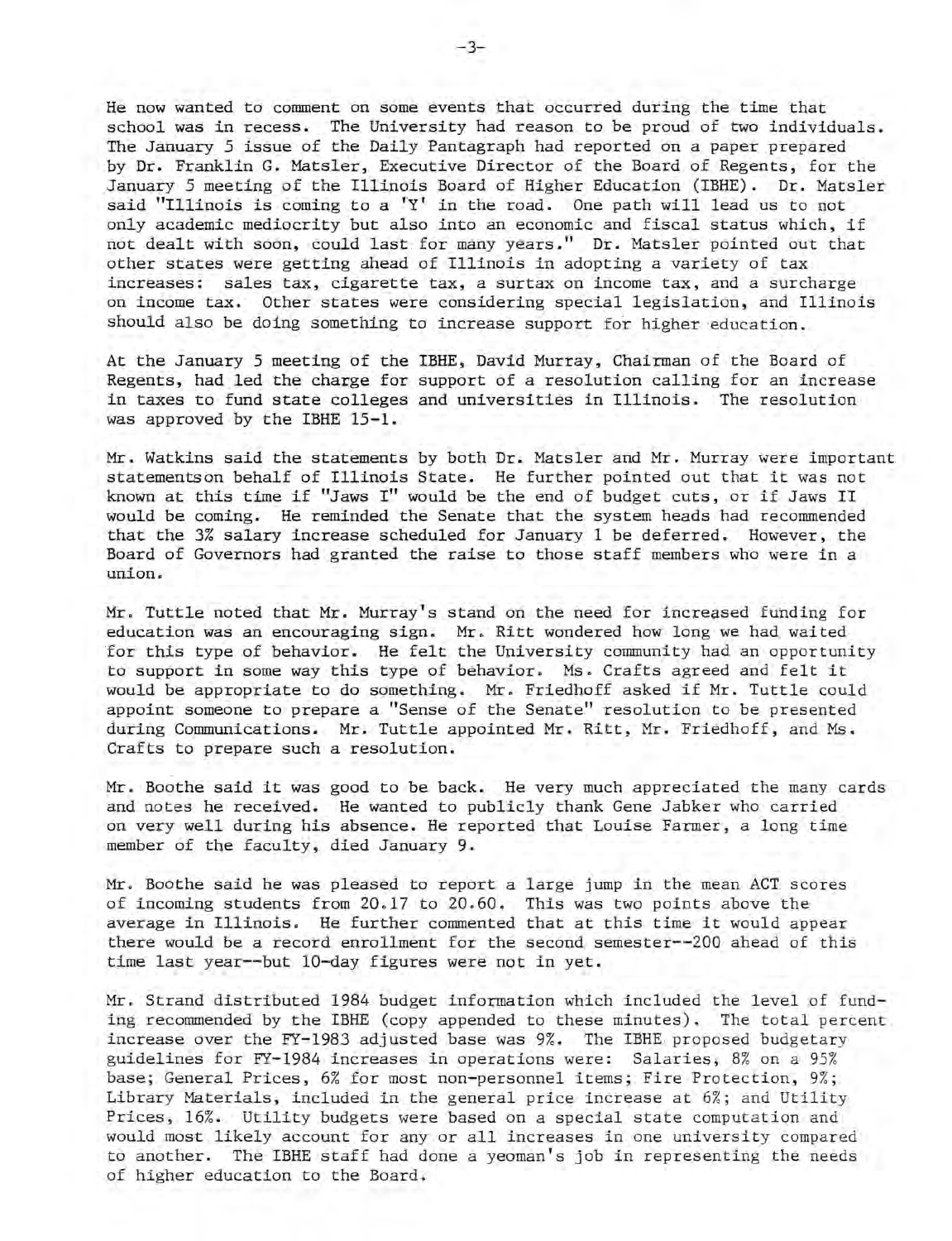He now wanted to comment on some events that occurred during the time that school was in recess. The University had reason to be proud of two individuals. The January 5 issue of the Daily Pantagraph had reported on a paper prepared by Dr. Franklin G. Matsler, Executive Director of the Board of Regents, for the January 5 meeting of the Illinois Board of Higher Education (IBHE). Dr. Matsler said "Illinois is coming to a 'Y' in the road. One path will lead us to not only academic mediocrity but also into an economic and fiscal status which, if not dealt with soon, could last for many years." Dr. Matsler pointed out that other states were getting ahead of Illinois in adopting a variety of tax increases: sales tax, cigarette tax, a surtax on income tax, and a surcharge on income tax. Other states were considering special legislation, and Illinois should also be doing something to increase support for higher education.

At the January 5 meeting of the IBHE, David Murray, Chairman of the Board of Regents, had led the charge for support of a resolution calling for an increase in taxes to fund state colleges and universities in Illinois. The resolution was approved by the IBHE 15-1.

Mr. Watkins said the statements by both Dr. Matsler and Mr. Murray were important statementson behalf of Illinois State. He further pointed out that it was not known at this time if "Jaws I" would be the end of budget cuts, or if Jaws II would be coming. He reminded the Senate that the system heads had recommended that the 3% salary increase scheduled for January 1 be deferred. However, the Board of Governors had granted the raise to those staff members who were in a union.

Mr. Tuttle noted that Mr. Murray's stand on the need for increased funding for education was an encouraging sign. Mr. Ritt wondered how long we had waited for this type of behavior. He felt the University community had an opportunity to support in some way this type of behavior. Ms. Crafts agreed and felt it would be appropriate to do something. Mr. Friedhoff asked if Mr. Tuttle could appoint someone to prepare a "Sense of the Senate" resolution to be presented during Communications. Mr. Tuttle appointed Mr. Ritt, Mr. Friedhoff, and Ms. Crafts to prepare such a resolution.

Mr. Boothe said it was good to be back. He very much appreciated the many cards and notes he received. He wanted to publicly thank Gene Jabker who carried on very well during his absence. He reported that Louise Farmer, a long time member of the faculty, died January 9.

Mr. Boothe said he was pleased to report a large jump in the mean ACT scores of incoming students from 20.17 to 20.60. This was two points above the average in Illinois. He further commented that at this time it would appear there would be a record enrollment for the second semester--200 ahead of this time last year--but 10-day figures were not in yet.

Mr. Strand distributed 1984 budget information which included the level of funding recommended by the IBHE (copy appended to these minutes). The total percent increase over the FY-1983 adjusted base was 9%. The IBHE proposed budgetary guidelines for FY-1984 increases in operations were: Salaries, 8% on a 95% base; General Prices, 6% for most non-personnel items; Fire Protection, 9%; Library Materials, included in the general price increase at 6%; and Utility Prices, 16%. Utility budgets were based on a special state computation and would most likely account for any or all increases in one university compared to another. The IBHE staff had done a yeoman's job in representing the needs of higher education to the Board.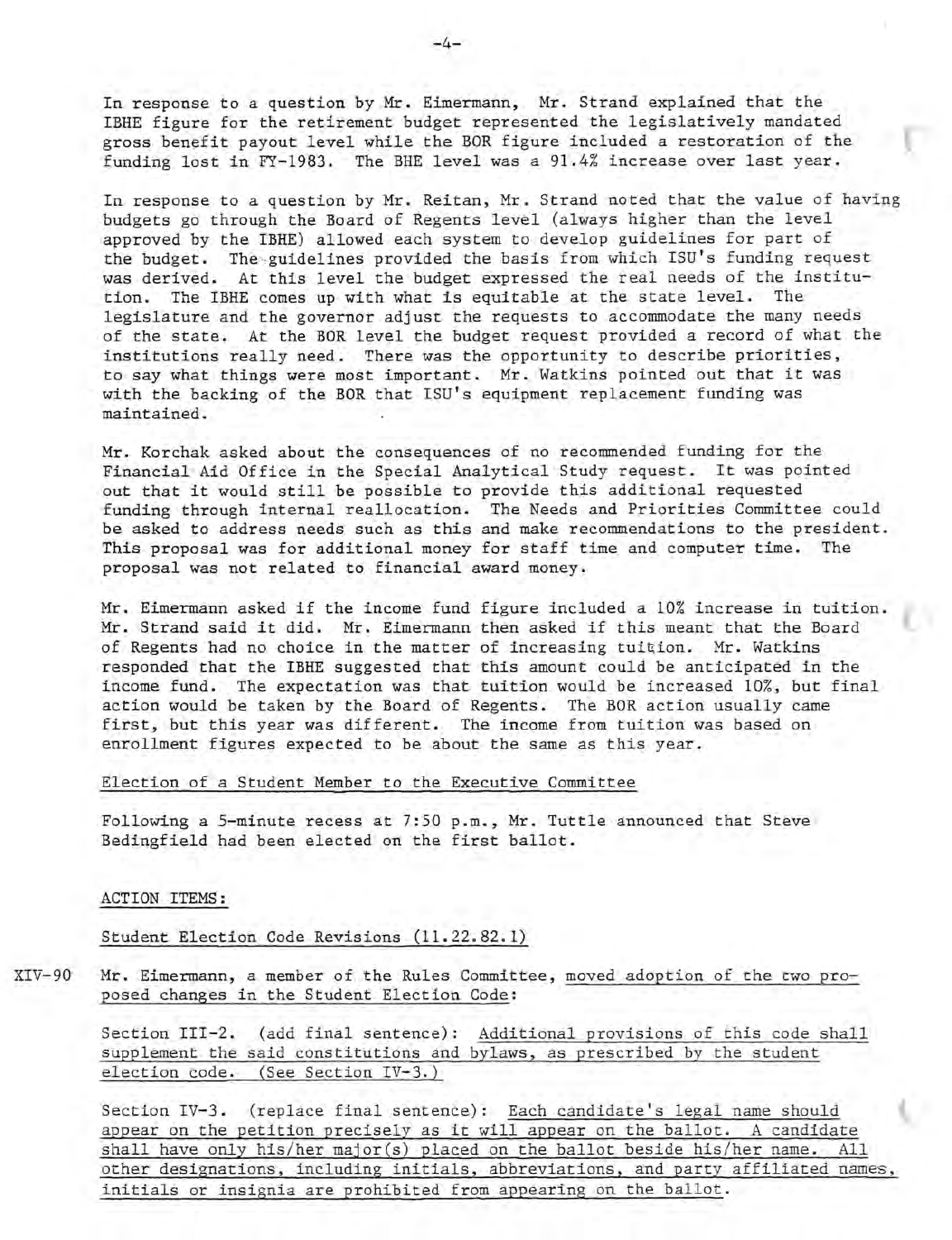In response to a question by Mr. Eimermann, Mr. Strand explained that the IBHE figure for the retirement budget represented the legislatively mandated gross benefit payout level while the BOR figure included a restoration of the funding lost in FY-1983. The BHE level was a 91.4% increase over last year.

In response to a question by Mr. Reitan, Mr. Strand noted that the value of having budgets go through the Board of Regents level (always higher than the level approved by the IBHE) allowed each system to develop guidelines for part of the budget. The guidelines provided the basis from which ISU's funding request was derived. At this level the budget expressed the real needs of the institution. The IBHE comes up with what is equitable at the state level. The legislature and the governor adjust the requests to accommodate the many needs of the state. At the BOR level the budget request provided a record of what the institutions really need. There was the opportunity to describe priorities, to say what things were most important. Mr. Watkins pointed out that it was with the backing of the BOR that ISU's equipment replacement funding was maintained.

Mr. Korchak asked about the consequences of no recommended funding for the Financial Aid Office in the Special Analytical Study request. It was pointed out that it would still be possible to provide this additional requested funding through internal reallocation. The Needs and Priorities Committee could be asked to address needs such as this and make recommendations to the president. This proposal was for additional money for staff time and computer time. The proposal was not related to financial award money.

Mr. Eimermann asked if the income fund figure included a 10% increase in tuition. Mr. Strand said it did. Mr. Eimermann then asked if this meant that the Board of Regents had no choice in the matter of increasing tuition. Mr. Watkins responded that the IBHE suggested that this amount could be anticipated in the income fund. The expectation was that tuition would be increased 10%, but final action would be taken by the Board of Regents. The BOR action usually came first, but this year was different. The income from tuition was based on enrollment figures expected to be about the same as this year.

Election of a Student Member to the Executive Committee

Following a 5-minute recess at 7:50 p.m., Mr. Tuttle announced that Steve Bedingfield had been elected on the first ballot.

ACTION ITEMS:

Student Election Code Revisions (11.22.82.1)

XIV-90 Mr. Eimermann, a member of the Rules Committee, moved adoption of the two proposed changes in the Student Election Code:

Section III-2. (add final sentence): Additional provisions of this code shall supplement the said constitutions and bylaws, as prescribed by the student election code. (See Section IV-3.)

Section IV-3. (replace final sentence): Each candidate's legal name should appear on the petition precisely as it will appear on the ballot. A candidate shall have only his/her major(s) placed on the ballot beside his/her name. All other designations, including initials, abbreviations, and party affiliated names, initials or insignia are prohibited from appearing on the ballot.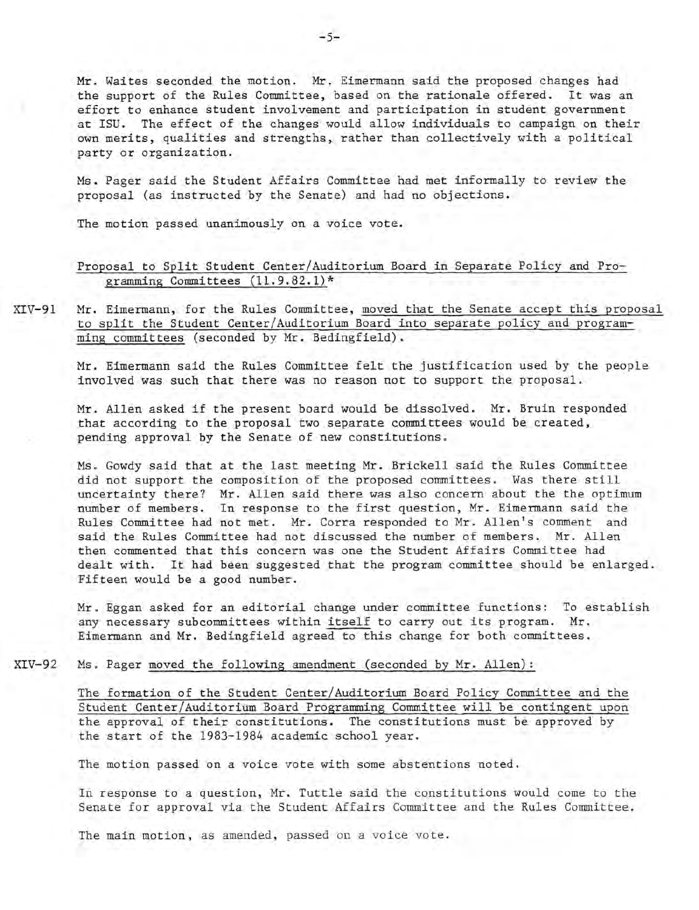Mr. Waites seconded the motion. Mr. Eimermann said the proposed changes had the support of the Rules Committee, based on the rationale offered. It was an effort to enhance student involvement and participation in student government at ISU. The effect of the changes would allow individuals to campaign on their own merits, qualities and strengths, rather than collectively with a political party or organization.

Ms. Pager said the Student Affairs Committee had met informally to review the proposal (as instructed by the Senate) and had no objections.

The motion passed unanimously on a voice vote.

Proposal to Split Student Center/Auditorium Board in Separate Policy and Programming Committees (11.9.82.1)*

XIV-91 Mr. Eimermann, for the Rules Committee, moved that the Senate accept this proposal to split the Student Center/Auditorium Board into separate policy and programming committees (seconded by Mr. Bedingfield).

Mr. Eimermann said the Rules Committee felt the justification used by the people involved was such that there was no reason not to support the proposal.

Mr. Allen asked if the present board would be dissolved. Mr. Bruin responded that according to the proposal two separate committees would be created, pending approval by the Senate of new constitutions.

Ms. Gowdy said that at the last meeting Mr. Brickell said the Rules Committee did not support the composition of the proposed committees. Was there still uncertainty there? Mr. Allen said there was also concern about the the optimum number of members. In response to the first question, Mr. Eimermann said the Rules Committee had not met. Mr. Corra responded to Mr. Allen's comment and said the Rules Committee had not discussed the number of members. Mr. Allen then commented that this concern was one the Student Affairs Committee had dealt with. It had been suggested that the program committee should be enlarged. Fifteen would be a good number.

Mr. Eggan asked for an editorial change under committee functions: To establish any necessary subcommittees within itself to carry out its program. Mr. Eimermann and Mr. Bedingfield agreed to this change for both committees.

XIV-92 Ms. Pager moved the following amendment (seconded by Mr. Allen):

The formation of the Student Center/Auditorium Board Policy Committee and the Student Center/Auditorium Board Programming Committee will be contingent upon the approval of their constitutions. The constitutions must be approved by the start of the 1983-1984 academic school year.

The motion passed on a voice vote with some abstentions noted.

In response to a question, Mr. Tuttle said the constitutions would come to the Senate for approval via the Student Affairs Committee and the Rules Committee.

The main motion, as amended, passed on a voice vote.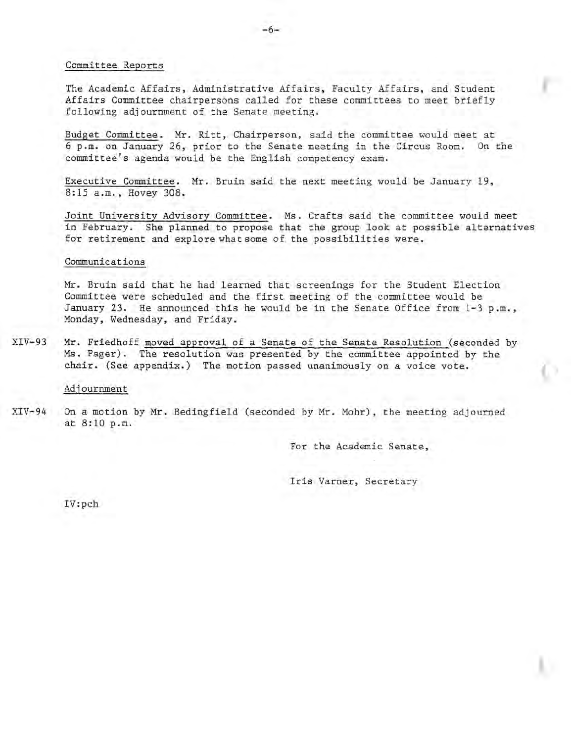Committee Reports

The Academic Affairs, Administrative Affairs, Faculty Affairs, and Student Affairs Committee chairpersons called for these committees to meet briefly following adjournment of the Senate meeting.

Budget Committee. Mr. Ritt, Chairperson, said the committee would meet at 6 p.m. on January 26, prior to the Senate meeting in the Circus Room. On the committee's agenda would be the English competency exam.

Executive Committee. Mr. Bruin said the next meeting would be January 19, 8:15 a.m., Hovey 308.

Joint University Advisory Committee. Ms. Crafts said the committee would meet in February. She planned to propose that the group look at possible alternatives for retirement and explore what some of the possibilities were.

Communications

Mr. Bruin said that he had learned that screenings for the Student Election Committee were scheduled and the first meeting of the committee would be January 23. He announced this he would be in the Senate Office from 1-3 p.m., Monday, Wednesday, and Friday.

XIV-93 Mr. Friedhoff moved approval of a Senate of the Senate Resolution (seconded by Ms. Pager). The resolution was presented by the committee appointed by the chair. (See appendix.) The motion passed unanimously on a voice vote.

Adjournment

XIV-94 On a motion by Mr. Bedingfield (seconded by Mr. Mohr), the meeting adjourned at 8:10 p.m.

For the Academic Senate,

Iris Varner, Secretary

IV:pch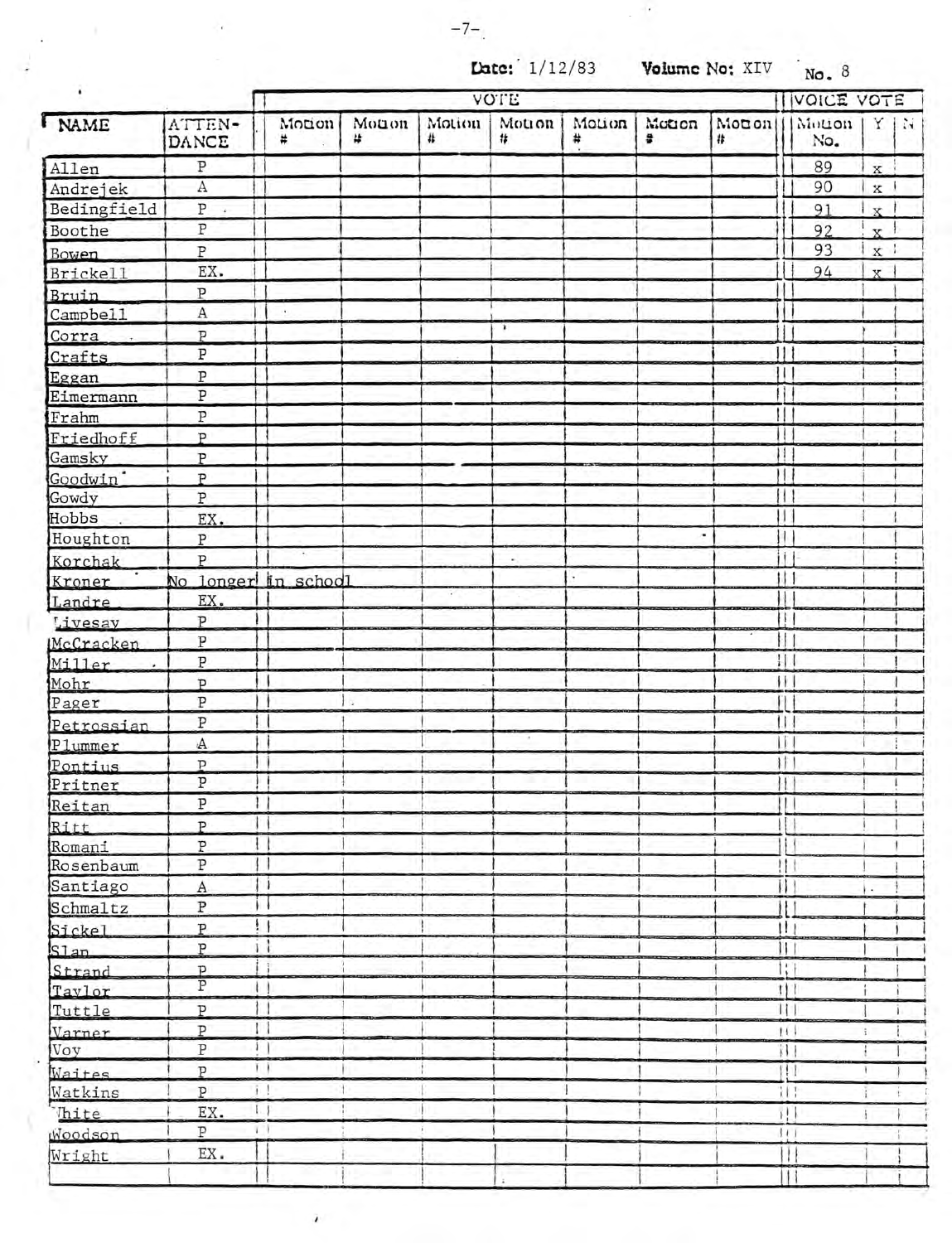Date: 1/12/83 Volume No: XIV No. 8

| NAME | ATTENDANCE | VOTE | | | | | | | VOICE VOTE | | |
|---|---|---|---|---|---|---|---|---|---|---|---|
| | | Motion # | Motion # | Motion # | Motion # | Motion # | Motion # | Motion # | Motion No. | Y | N |
| Allen | P | | | | | | | | 89 | x | |
| Andrejek | A | | | | | | | | 90 | x | |
| Bedingfield | P | | | | | | | | 91 | x | |
| Boothe | P | | | | | | | | 92 | x | |
| Bowen | P | | | | | | | | 93 | x | |
| Brickell | EX. | | | | | | | | 94 | x | |
| Bruin | P | | | | | | | | | | |
| Campbell | A | | | | | | | | | | |
| Corra | P | | | | | | | | | | |
| Crafts | P | | | | | | | | | | |
| Eggan | P | | | | | | | | | | |
| Eimermann | P | | | | | | | | | | |
| Frahm | P | | | | | | | | | | |
| Friedhoff | P | | | | | | | | | | |
| Gamsky | P | | | | | | | | | | |
| Goodwin | P | | | | | | | | | | |
| Gowdy | P | | | | | | | | | | |
| Hobbs | EX. | | | | | | | | | | |
| Houghton | P | | | | | | | | | | |
| Korchak | P | | | | | | | | | | |
| Kroner | No longer in school | | | | | | | | | | |
| Landre | EX. | | | | | | | | | | |
| Livesay | P | | | | | | | | | | |
| McCracken | P | | | | | | | | | | |
| Miller | P | | | | | | | | | | |
| Mohr | P | | | | | | | | | | |
| Pager | P | | | | | | | | | | |
| Petrossian | P | | | | | | | | | | |
| Plummer | A | | | | | | | | | | |
| Pontius | P | | | | | | | | | | |
| Pritner | P | | | | | | | | | | |
| Reitan | P | | | | | | | | | | |
| Ritt | P | | | | | | | | | | |
| Romani | P | | | | | | | | | | |
| Rosenbaum | P | | | | | | | | | | |
| Santiago | A | | | | | | | | | | |
| Schmaltz | P | | | | | | | | | | |
| Sickel | P | | | | | | | | | | |
| Slan | P | | | | | | | | | | |
| Strand | P | | | | | | | | | | |
| Taylor | P | | | | | | | | | | |
| Tuttle | P | | | | | | | | | | |
| Varner | P | | | | | | | | | | |
| Voy | P | | | | | | | | | | |
| Waites | P | | | | | | | | | | |
| Watkins | P | | | | | | | | | | |
| White | EX. | | | | | | | | | | |
| Woodson | P | | | | | | | | | | |
| Wright | EX. | | | | | | | | | | |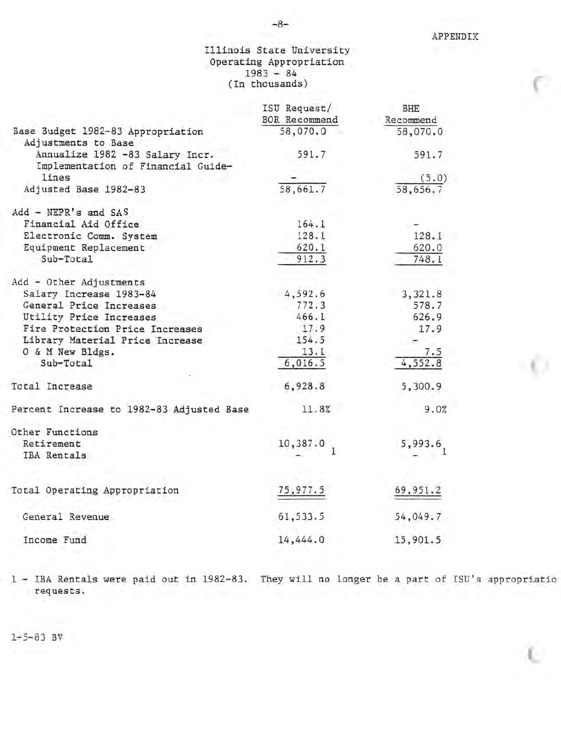APPENDIX

# Illinois State University
## Operating Appropriation
## 1983 - 84
## (In thousands)

| | ISU Request/ BOR Recommend | BHE Recommend |
|---|---|---|
| Base Budget 1982-83 Appropriation | 58,070.0 | 58,070.0 |
| Adjustments to Base | | |
| Annualize 1982 -83 Salary Incr. | 591.7 | 591.7 |
| Implementation of Financial Guidelines | - | (5.0) |
| Adjusted Base 1982-83 | 58,661.7 | 58,656.7 |
| Add - NEPR's and SAS | | |
| Financial Aid Office | 164.1 | - |
| Electronic Comm. System | 128.1 | 128.1 |
| Equipment Replacement | 620.1 | 620.0 |
| Sub-Total | 912.3 | 748.1 |
| Add - Other Adjustments | | |
| Salary Increase 1983-84 | 4,592.6 | 3,321.8 |
| General Price Increases | 772.3 | 578.7 |
| Utility Price Increases | 466.1 | 626.9 |
| Fire Protection Price Increases | 17.9 | 17.9 |
| Library Material Price Increase | 154.5 | - |
| O & M New Bldgs. | 13.1 | 7.5 |
| Sub-Total | 6,016.5 | 4,552.8 |
| Total Increase | 6,928.8 | 5,300.9 |
| Percent Increase to 1982-83 Adjusted Base | 11.8% | 9.0% |
| Other Functions | | |
| Retirement | 10,387.0 | 5,993.6 |
| IBA Rentals | - [1] | - [1] |
| Total Operating Appropriation | 75,977.5 | 69,951.2 |
| General Revenue | 61,533.5 | 54,049.7 |
| Income Fund | 14,444.0 | 15,901.5 |

1 - IBA Rentals were paid out in 1982-83. They will no longer be a part of ISU's appropriatio requests.

1-5-83 BV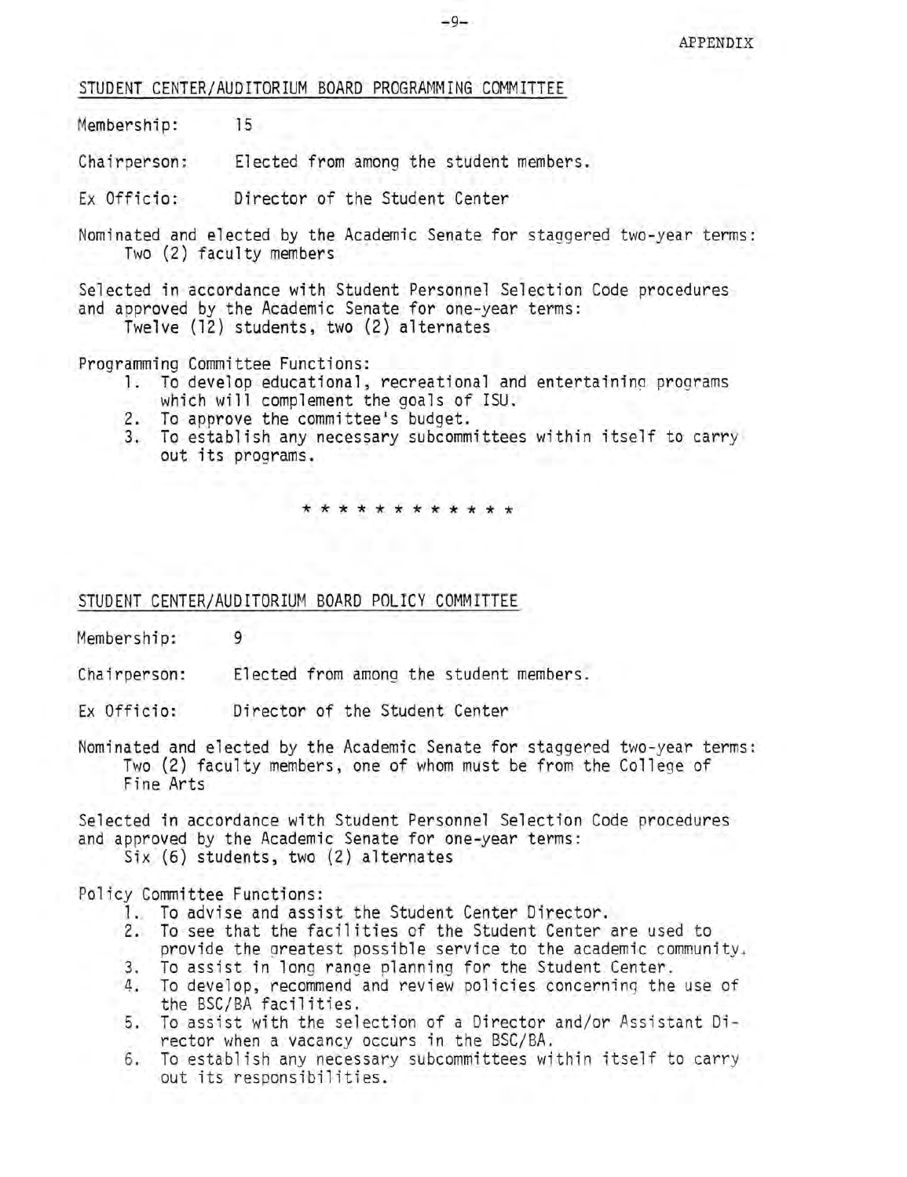APPENDIX

## STUDENT CENTER/AUDITORIUM BOARD PROGRAMMING COMMITTEE

Membership: 15

Chairperson: Elected from among the student members.

Ex Officio: Director of the Student Center

Nominated and elected by the Academic Senate for staggered two-year terms:
Two (2) faculty members

Selected in accordance with Student Personnel Selection Code procedures and approved by the Academic Senate for one-year terms:
Twelve (12) students, two (2) alternates

Programming Committee Functions:

1. To develop educational, recreational and entertaining programs which will complement the goals of ISU.
2. To approve the committee's budget.
3. To establish any necessary subcommittees within itself to carry out its programs.

\* \* \* \* \* \* \* \* \* \* \* \*

## STUDENT CENTER/AUDITORIUM BOARD POLICY COMMITTEE

Membership: 9

Chairperson: Elected from among the student members.

Ex Officio: Director of the Student Center

Nominated and elected by the Academic Senate for staggered two-year terms:
Two (2) faculty members, one of whom must be from the College of Fine Arts

Selected in accordance with Student Personnel Selection Code procedures and approved by the Academic Senate for one-year terms:
Six (6) students, two (2) alternates

Policy Committee Functions:

1. To advise and assist the Student Center Director.
2. To see that the facilities of the Student Center are used to provide the greatest possible service to the academic community.
3. To assist in long range planning for the Student Center.
4. To develop, recommend and review policies concerning the use of the BSC/BA facilities.
5. To assist with the selection of a Director and/or Assistant Director when a vacancy occurs in the BSC/BA.
6. To establish any necessary subcommittees within itself to carry out its responsibilities.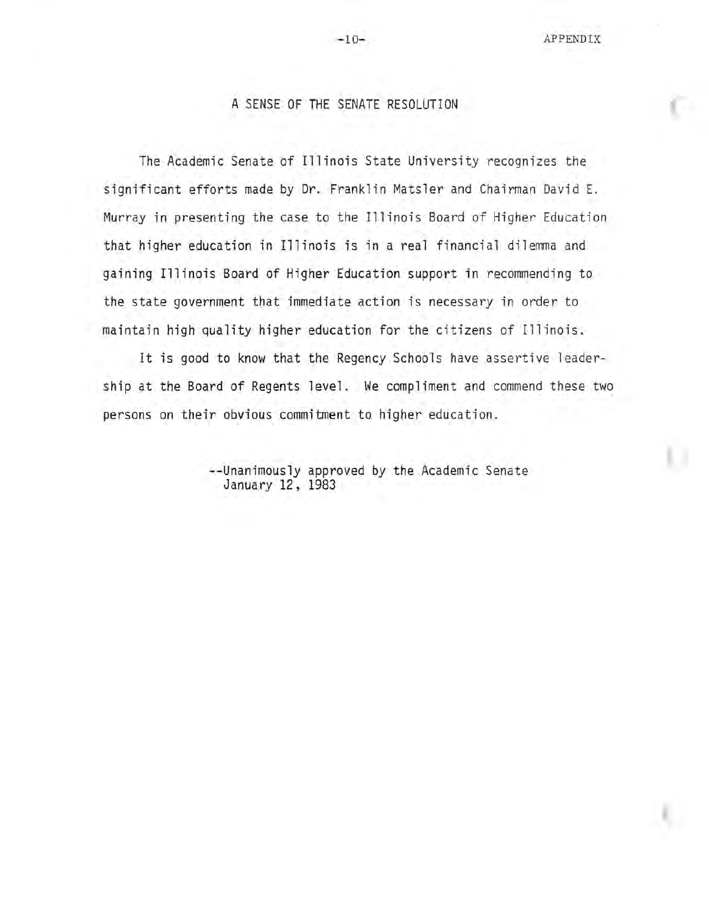## A SENSE OF THE SENATE RESOLUTION

The Academic Senate of Illinois State University recognizes the significant efforts made by Dr. Franklin Matsler and Chairman David E. Murray in presenting the case to the Illinois Board of Higher Education that higher education in Illinois is in a real financial dilemma and gaining Illinois Board of Higher Education support in recommending to the state government that immediate action is necessary in order to maintain high quality higher education for the citizens of Illinois.

It is good to know that the Regency Schools have assertive leadership at the Board of Regents level. We compliment and commend these two persons on their obvious commitment to higher education.

--Unanimously approved by the Academic Senate
January 12, 1983